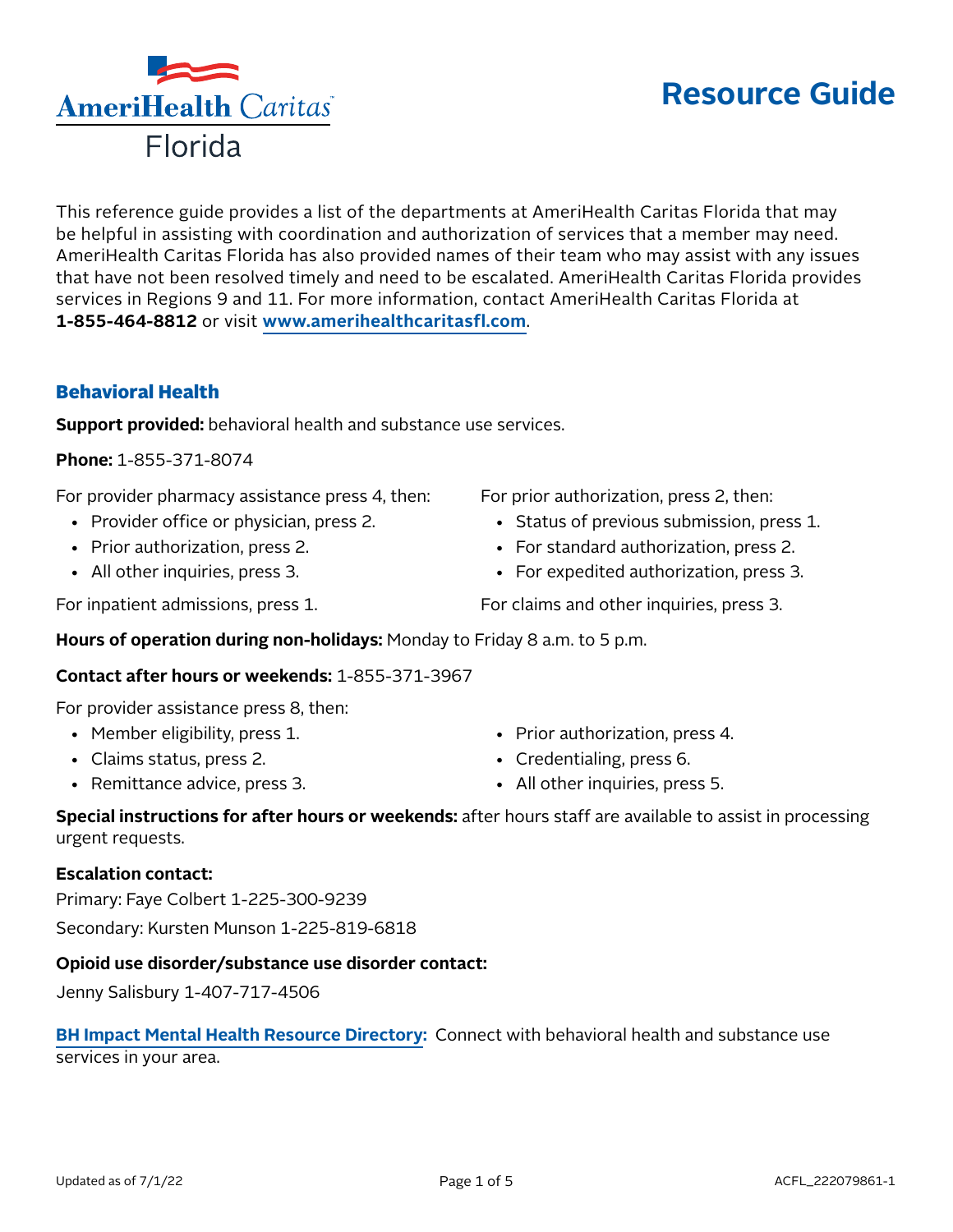AmeriHealth Caritas Florida

# Resource Guide

This reference guide provides a list of the departments at AmeriHealth Caritas Florida that may be helpful in assisting with coordination and authorization of services that a member may need. AmeriHealth Caritas Florida has also provided names of their team who may assist with any issues that have not been resolved timely and need to be escalated. AmeriHealth Caritas Florida provides services in Regions 9 and 11. For more information, contact AmeriHealth Caritas Florida at **1-855-464-8812** or visit **www.amerihealthcaritasfl.com**.

## Behavioral Health

**Support provided:** behavioral health and substance use services.

**Phone:** 1-855-371-8074

For provider pharmacy assistance press 4, then:

- Provider office or physician, press 2.
- Prior authorization, press 2.
- All other inquiries, press 3.

For inpatient admissions, press 1.

For prior authorization, press 2, then:

- Status of previous submission, press 1.
- For standard authorization, press 2.
- For expedited authorization, press 3.

For claims and other inquiries, press 3.

**Hours of operation during non-holidays:** Monday to Friday 8 a.m. to 5 p.m.

**Contact after hours or weekends:** 1-855-371-3967

For provider assistance press 8, then:

- Member eligibility, press 1.
- Claims status, press 2.
- Remittance advice, press 3.
- Prior authorization, press 4.
- Credentialing, press 6.
- All other inquiries, press 5.

**Special instructions for after hours or weekends:** after hours staff are available to assist in processing urgent requests.

**Escalation contact:**

Primary: Faye Colbert 1-225-300-9239

Secondary: Kursten Munson 1-225-819-6818

**Opioid use disorder/substance use disorder contact:**

Jenny Salisbury 1-407-717-4506

**BH Impact Mental Health Resource Directory:** Connect with behavioral health and substance use services in your area.

Updated as of 7/1/22

ACFL_222079861-1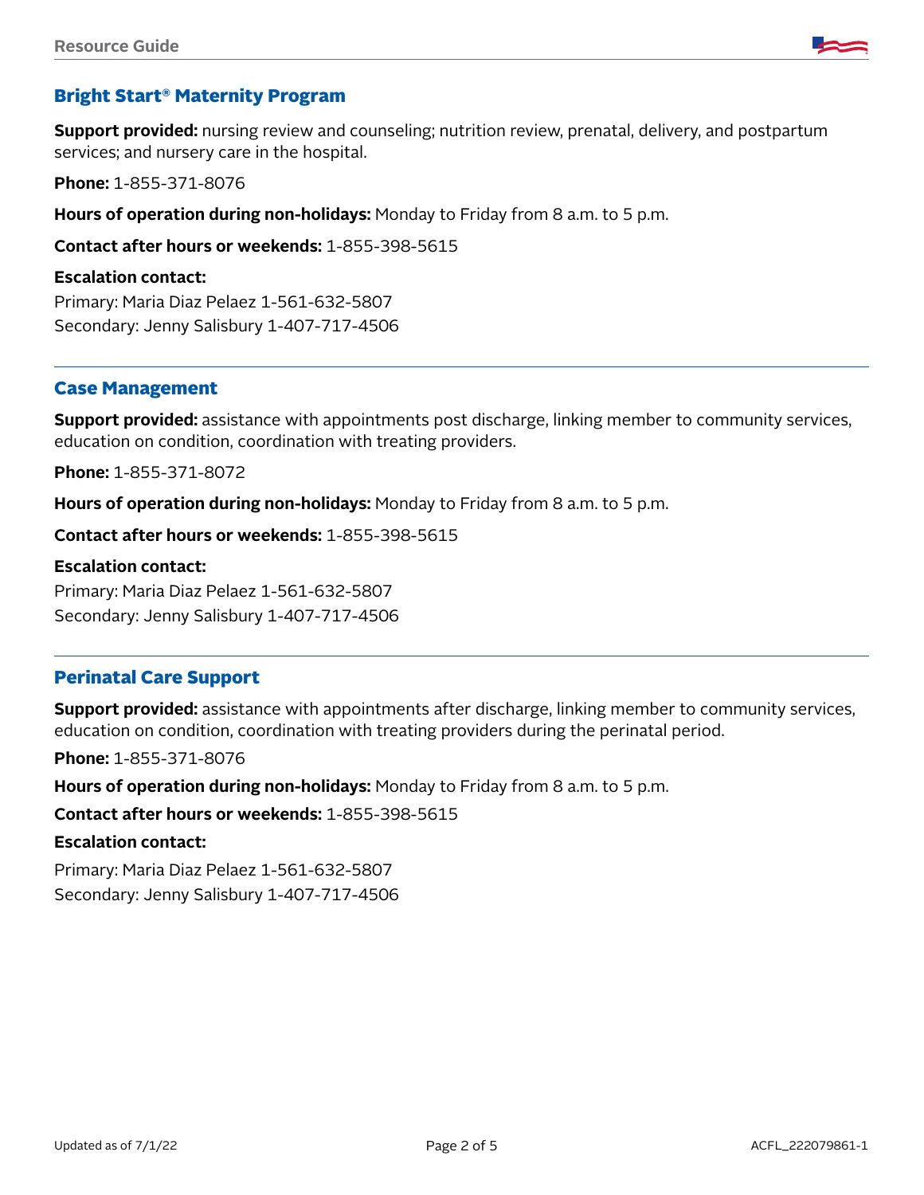## Bright Start® Maternity Program

**Support provided:** nursing review and counseling; nutrition review, prenatal, delivery, and postpartum services; and nursery care in the hospital.

**Phone:** 1-855-371-8076

**Hours of operation during non-holidays:** Monday to Friday from 8 a.m. to 5 p.m.

**Contact after hours or weekends:** 1-855-398-5615

**Escalation contact:**
Primary: Maria Diaz Pelaez 1-561-632-5807
Secondary: Jenny Salisbury 1-407-717-4506

## Case Management

**Support provided:** assistance with appointments post discharge, linking member to community services, education on condition, coordination with treating providers.

**Phone:** 1-855-371-8072

**Hours of operation during non-holidays:** Monday to Friday from 8 a.m. to 5 p.m.

**Contact after hours or weekends:** 1-855-398-5615

**Escalation contact:**
Primary: Maria Diaz Pelaez 1-561-632-5807
Secondary: Jenny Salisbury 1-407-717-4506

## Perinatal Care Support

**Support provided:** assistance with appointments after discharge, linking member to community services, education on condition, coordination with treating providers during the perinatal period.

**Phone:** 1-855-371-8076

**Hours of operation during non-holidays:** Monday to Friday from 8 a.m. to 5 p.m.

**Contact after hours or weekends:** 1-855-398-5615

**Escalation contact:**

Primary: Maria Diaz Pelaez 1-561-632-5807
Secondary: Jenny Salisbury 1-407-717-4506

Updated as of 7/1/22

ACFL_222079861-1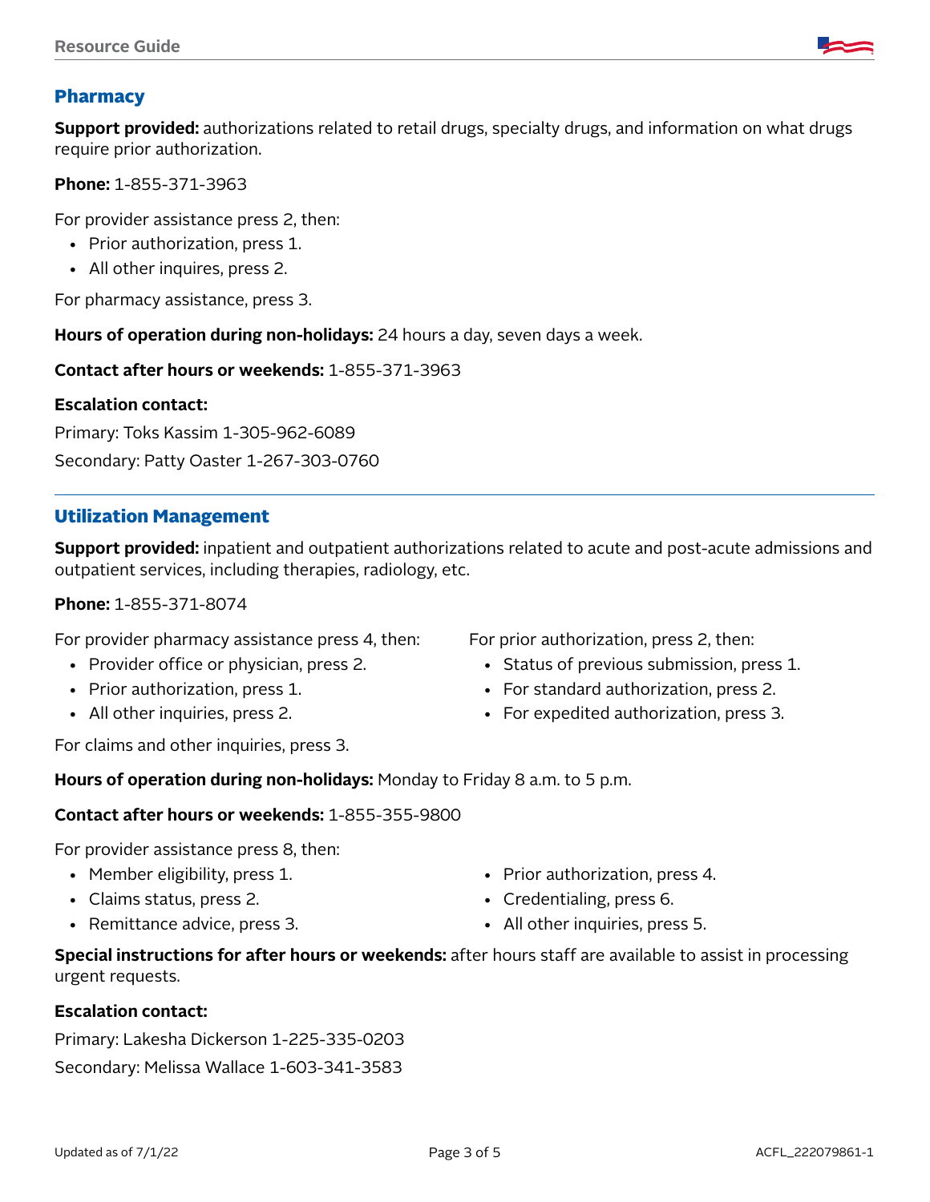## Pharmacy

**Support provided:** authorizations related to retail drugs, specialty drugs, and information on what drugs require prior authorization.

**Phone:** 1-855-371-3963

For provider assistance press 2, then:

- Prior authorization, press 1.
- All other inquires, press 2.

For pharmacy assistance, press 3.

**Hours of operation during non-holidays:** 24 hours a day, seven days a week.

**Contact after hours or weekends:** 1-855-371-3963

**Escalation contact:**

Primary: Toks Kassim 1-305-962-6089

Secondary: Patty Oaster 1-267-303-0760

---

## Utilization Management

**Support provided:** inpatient and outpatient authorizations related to acute and post-acute admissions and outpatient services, including therapies, radiology, etc.

**Phone:** 1-855-371-8074

For provider pharmacy assistance press 4, then:

- Provider office or physician, press 2.
- Prior authorization, press 1.
- All other inquiries, press 2.

For prior authorization, press 2, then:

- Status of previous submission, press 1.
- For standard authorization, press 2.
- For expedited authorization, press 3.

For claims and other inquiries, press 3.

**Hours of operation during non-holidays:** Monday to Friday 8 a.m. to 5 p.m.

**Contact after hours or weekends:** 1-855-355-9800

For provider assistance press 8, then:

- Member eligibility, press 1.
- Claims status, press 2.
- Remittance advice, press 3.
- Prior authorization, press 4.
- Credentialing, press 6.
- All other inquiries, press 5.

**Special instructions for after hours or weekends:** after hours staff are available to assist in processing urgent requests.

**Escalation contact:**

Primary: Lakesha Dickerson 1-225-335-0203

Secondary: Melissa Wallace 1-603-341-3583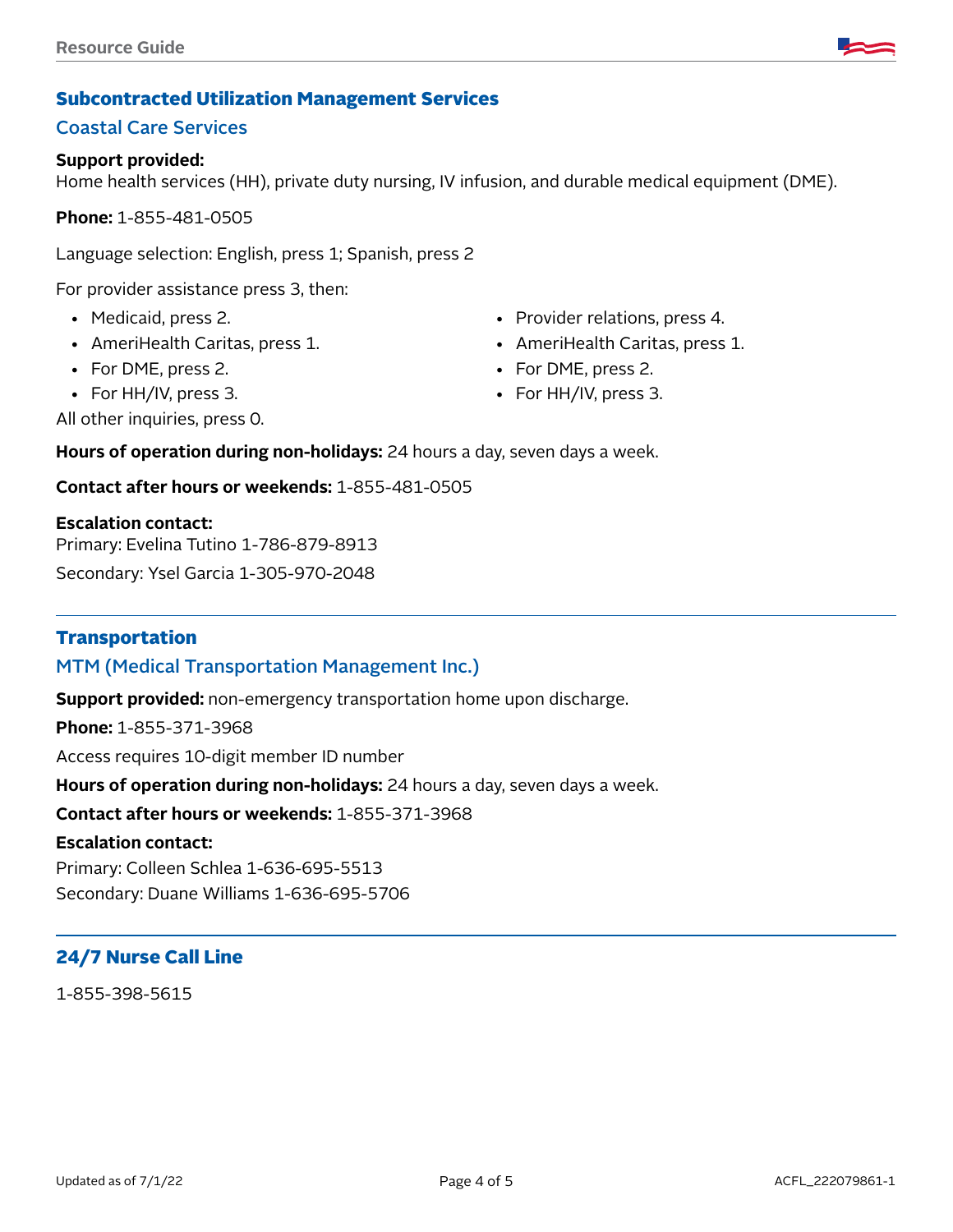## Subcontracted Utilization Management Services

### Coastal Care Services

**Support provided:**
Home health services (HH), private duty nursing, IV infusion, and durable medical equipment (DME).

**Phone:** 1-855-481-0505

Language selection: English, press 1; Spanish, press 2

For provider assistance press 3, then:

- Medicaid, press 2.
- AmeriHealth Caritas, press 1.
- For DME, press 2.
- For HH/IV, press 3.

- Provider relations, press 4.
- AmeriHealth Caritas, press 1.
- For DME, press 2.
- For HH/IV, press 3.

All other inquiries, press 0.

**Hours of operation during non-holidays:** 24 hours a day, seven days a week.

**Contact after hours or weekends:** 1-855-481-0505

**Escalation contact:**
Primary: Evelina Tutino 1-786-879-8913

Secondary: Ysel Garcia 1-305-970-2048

## Transportation

### MTM (Medical Transportation Management Inc.)

**Support provided:** non-emergency transportation home upon discharge.

**Phone:** 1-855-371-3968

Access requires 10-digit member ID number

**Hours of operation during non-holidays:** 24 hours a day, seven days a week.

**Contact after hours or weekends:** 1-855-371-3968

**Escalation contact:**
Primary: Colleen Schlea 1-636-695-5513
Secondary: Duane Williams 1-636-695-5706

## 24/7 Nurse Call Line

1-855-398-5615

Updated as of 7/1/22

ACFL_222079861-1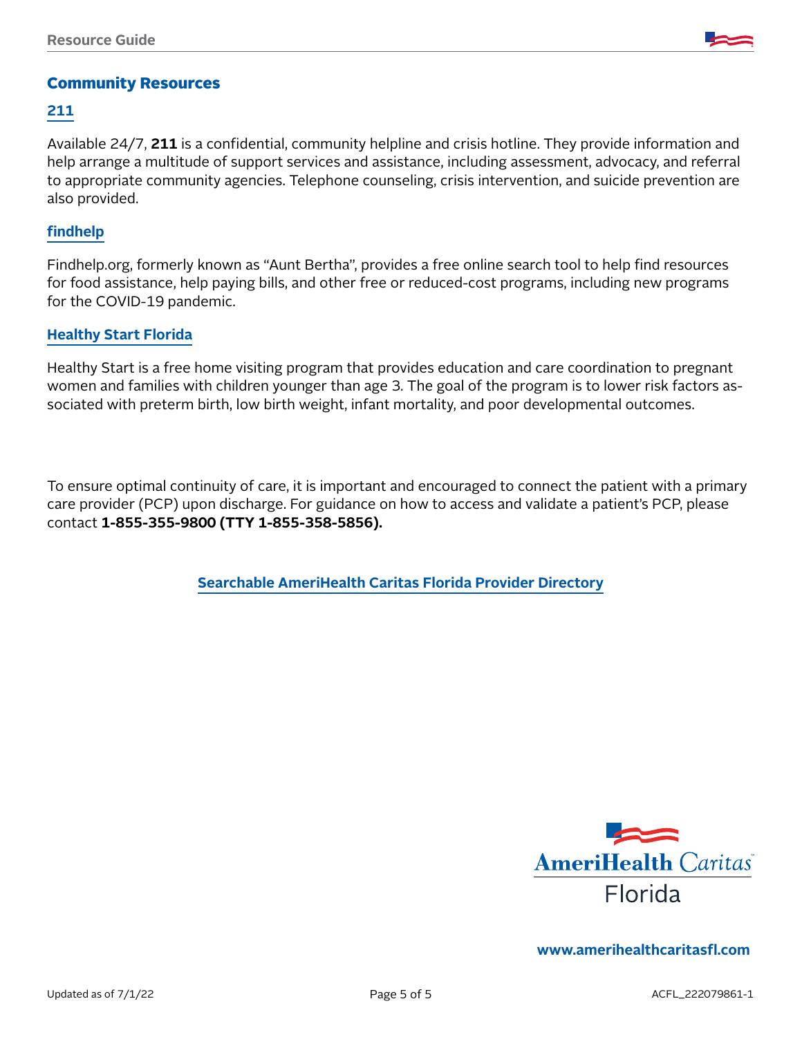## Community Resources

### 211

Available 24/7, **211** is a confidential, community helpline and crisis hotline. They provide information and help arrange a multitude of support services and assistance, including assessment, advocacy, and referral to appropriate community agencies. Telephone counseling, crisis intervention, and suicide prevention are also provided.

### findhelp

Findhelp.org, formerly known as "Aunt Bertha", provides a free online search tool to help find resources for food assistance, help paying bills, and other free or reduced-cost programs, including new programs for the COVID-19 pandemic.

### Healthy Start Florida

Healthy Start is a free home visiting program that provides education and care coordination to pregnant women and families with children younger than age 3. The goal of the program is to lower risk factors associated with preterm birth, low birth weight, infant mortality, and poor developmental outcomes.

To ensure optimal continuity of care, it is important and encouraged to connect the patient with a primary care provider (PCP) upon discharge. For guidance on how to access and validate a patient's PCP, please contact **1-855-355-9800 (TTY 1-855-358-5856).**

**Searchable AmeriHealth Caritas Florida Provider Directory**

AmeriHealth Caritas Florida

**www.amerihealthcaritasfl.com**

Updated as of 7/1/22

ACFL_222079861-1